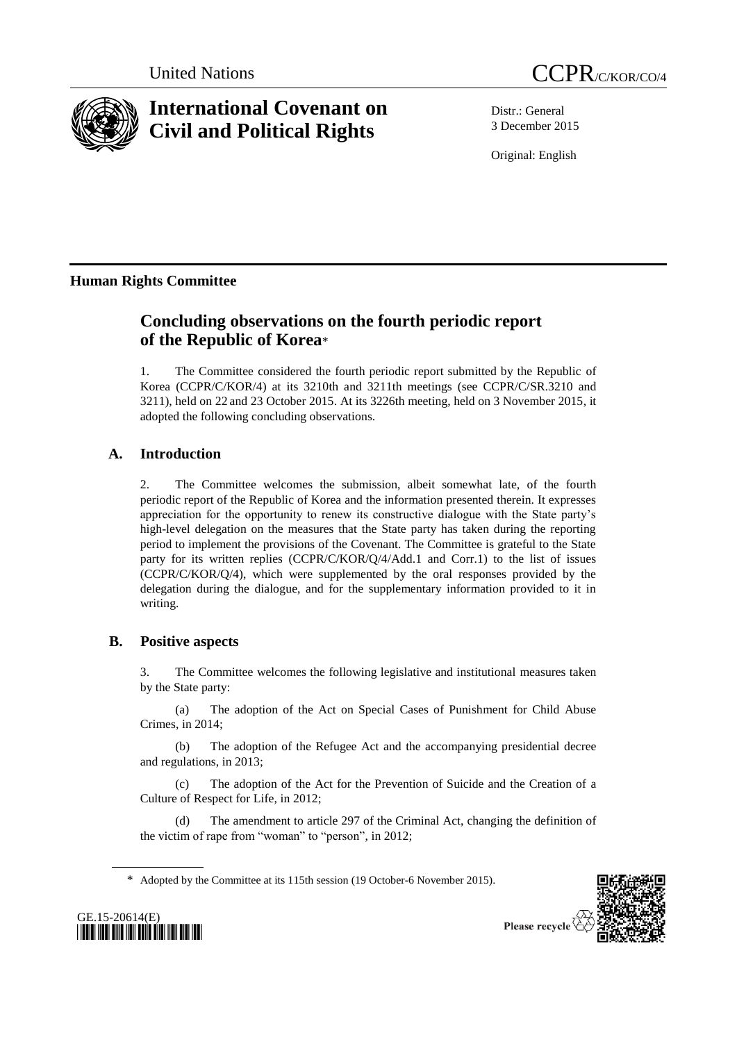United Nations CCPR/C/KOR/CO/4

# International Covenant on Civil and Political Rights

Distr.: General
3 December 2015

Original: English

**Human Rights Committee**

## Concluding observations on the fourth periodic report of the Republic of Korea*

1. The Committee considered the fourth periodic report submitted by the Republic of Korea (CCPR/C/KOR/4) at its 3210th and 3211th meetings (see CCPR/C/SR.3210 and 3211), held on 22 and 23 October 2015. At its 3226th meeting, held on 3 November 2015, it adopted the following concluding observations.

### A. Introduction

2. The Committee welcomes the submission, albeit somewhat late, of the fourth periodic report of the Republic of Korea and the information presented therein. It expresses appreciation for the opportunity to renew its constructive dialogue with the State party's high-level delegation on the measures that the State party has taken during the reporting period to implement the provisions of the Covenant. The Committee is grateful to the State party for its written replies (CCPR/C/KOR/Q/4/Add.1 and Corr.1) to the list of issues (CCPR/C/KOR/Q/4), which were supplemented by the oral responses provided by the delegation during the dialogue, and for the supplementary information provided to it in writing.

### B. Positive aspects

3. The Committee welcomes the following legislative and institutional measures taken by the State party:

(a) The adoption of the Act on Special Cases of Punishment for Child Abuse Crimes, in 2014;

(b) The adoption of the Refugee Act and the accompanying presidential decree and regulations, in 2013;

(c) The adoption of the Act for the Prevention of Suicide and the Creation of a Culture of Respect for Life, in 2012;

(d) The amendment to article 297 of the Criminal Act, changing the definition of the victim of rape from "woman" to "person", in 2012;

\* Adopted by the Committee at its 115th session (19 October-6 November 2015).

GE.15-20614(E)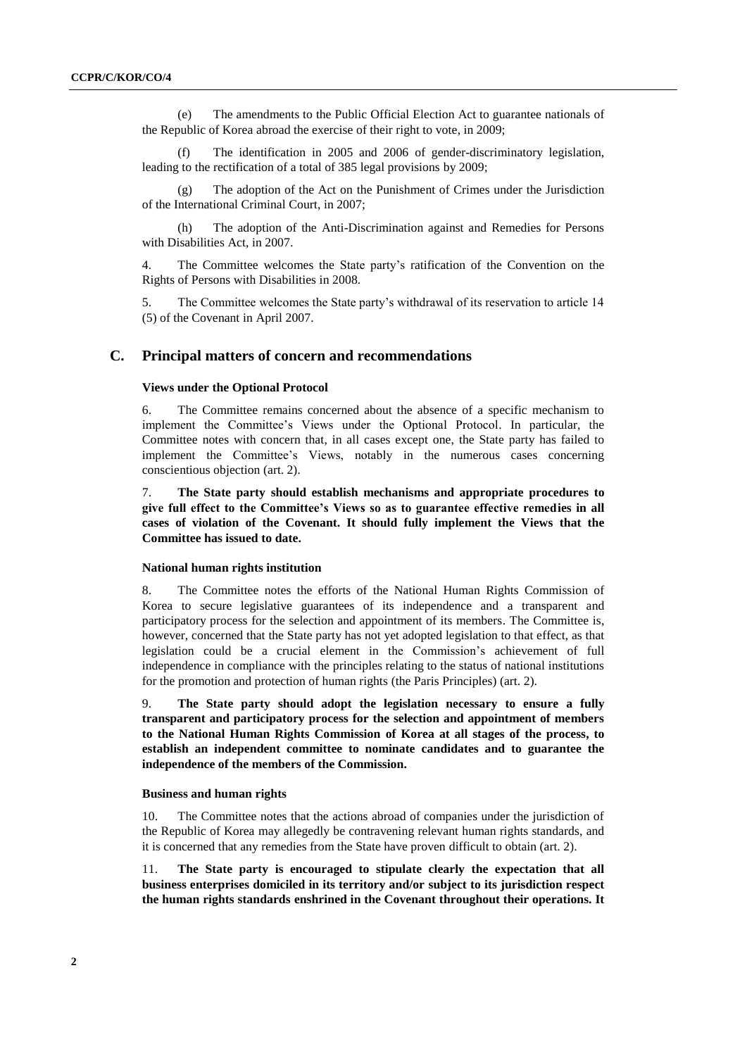(e) The amendments to the Public Official Election Act to guarantee nationals of the Republic of Korea abroad the exercise of their right to vote, in 2009;

(f) The identification in 2005 and 2006 of gender-discriminatory legislation, leading to the rectification of a total of 385 legal provisions by 2009;

(g) The adoption of the Act on the Punishment of Crimes under the Jurisdiction of the International Criminal Court, in 2007;

(h) The adoption of the Anti-Discrimination against and Remedies for Persons with Disabilities Act, in 2007.

4. The Committee welcomes the State party's ratification of the Convention on the Rights of Persons with Disabilities in 2008.

5. The Committee welcomes the State party's withdrawal of its reservation to article 14 (5) of the Covenant in April 2007.

## C. Principal matters of concern and recommendations

### Views under the Optional Protocol

6. The Committee remains concerned about the absence of a specific mechanism to implement the Committee's Views under the Optional Protocol. In particular, the Committee notes with concern that, in all cases except one, the State party has failed to implement the Committee's Views, notably in the numerous cases concerning conscientious objection (art. 2).

7. **The State party should establish mechanisms and appropriate procedures to give full effect to the Committee's Views so as to guarantee effective remedies in all cases of violation of the Covenant. It should fully implement the Views that the Committee has issued to date.**

### National human rights institution

8. The Committee notes the efforts of the National Human Rights Commission of Korea to secure legislative guarantees of its independence and a transparent and participatory process for the selection and appointment of its members. The Committee is, however, concerned that the State party has not yet adopted legislation to that effect, as that legislation could be a crucial element in the Commission's achievement of full independence in compliance with the principles relating to the status of national institutions for the promotion and protection of human rights (the Paris Principles) (art. 2).

9. **The State party should adopt the legislation necessary to ensure a fully transparent and participatory process for the selection and appointment of members to the National Human Rights Commission of Korea at all stages of the process, to establish an independent committee to nominate candidates and to guarantee the independence of the members of the Commission.**

### Business and human rights

10. The Committee notes that the actions abroad of companies under the jurisdiction of the Republic of Korea may allegedly be contravening relevant human rights standards, and it is concerned that any remedies from the State have proven difficult to obtain (art. 2).

11. **The State party is encouraged to stipulate clearly the expectation that all business enterprises domiciled in its territory and/or subject to its jurisdiction respect the human rights standards enshrined in the Covenant throughout their operations. It**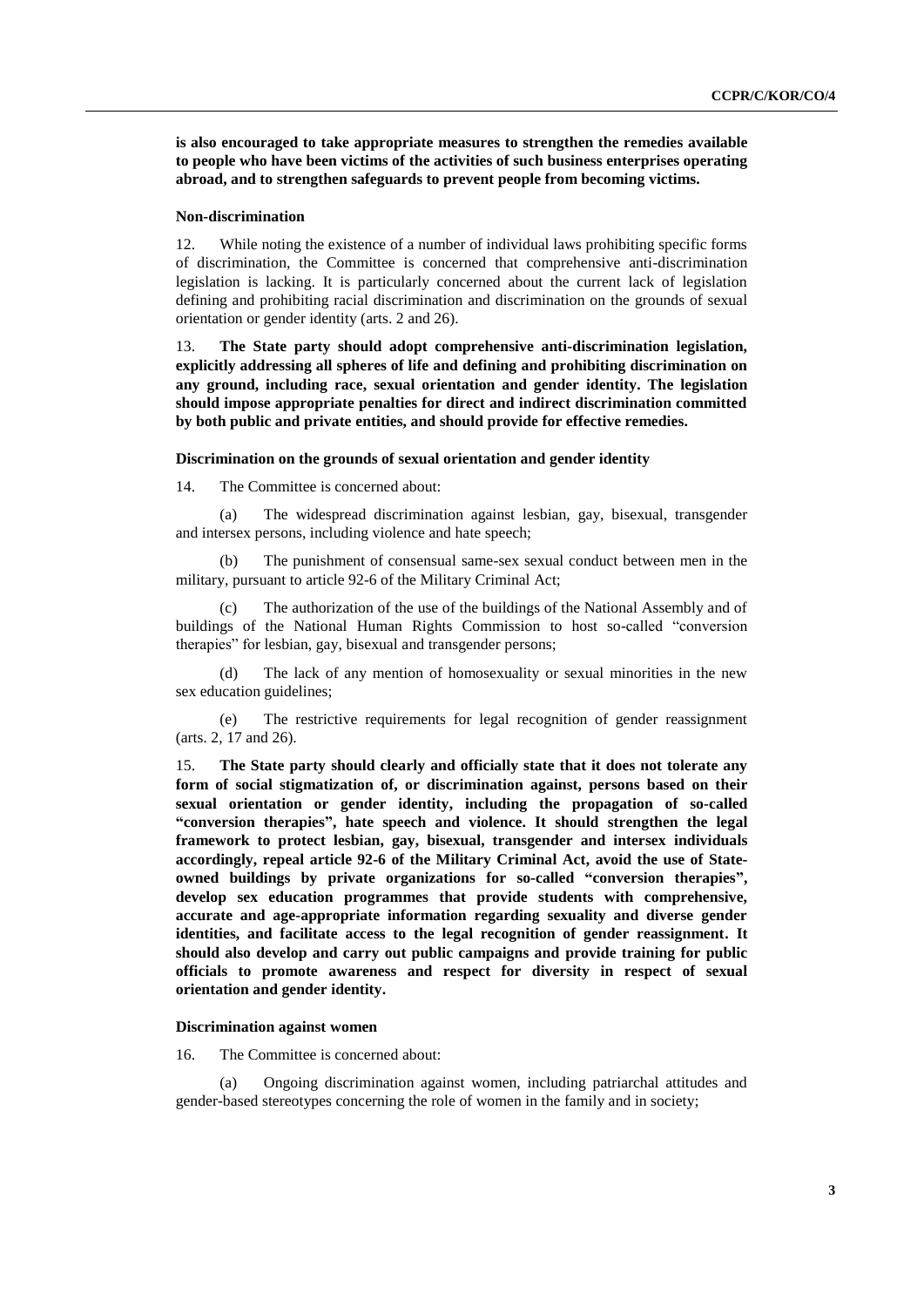**is also encouraged to take appropriate measures to strengthen the remedies available to people who have been victims of the activities of such business enterprises operating abroad, and to strengthen safeguards to prevent people from becoming victims.**

### Non-discrimination

12. While noting the existence of a number of individual laws prohibiting specific forms of discrimination, the Committee is concerned that comprehensive anti-discrimination legislation is lacking. It is particularly concerned about the current lack of legislation defining and prohibiting racial discrimination and discrimination on the grounds of sexual orientation or gender identity (arts. 2 and 26).

13. **The State party should adopt comprehensive anti-discrimination legislation, explicitly addressing all spheres of life and defining and prohibiting discrimination on any ground, including race, sexual orientation and gender identity. The legislation should impose appropriate penalties for direct and indirect discrimination committed by both public and private entities, and should provide for effective remedies.**

### Discrimination on the grounds of sexual orientation and gender identity

14. The Committee is concerned about:

(a) The widespread discrimination against lesbian, gay, bisexual, transgender and intersex persons, including violence and hate speech;

(b) The punishment of consensual same-sex sexual conduct between men in the military, pursuant to article 92-6 of the Military Criminal Act;

(c) The authorization of the use of the buildings of the National Assembly and of buildings of the National Human Rights Commission to host so-called "conversion therapies" for lesbian, gay, bisexual and transgender persons;

(d) The lack of any mention of homosexuality or sexual minorities in the new sex education guidelines;

(e) The restrictive requirements for legal recognition of gender reassignment (arts. 2, 17 and 26).

15. **The State party should clearly and officially state that it does not tolerate any form of social stigmatization of, or discrimination against, persons based on their sexual orientation or gender identity, including the propagation of so-called "conversion therapies", hate speech and violence. It should strengthen the legal framework to protect lesbian, gay, bisexual, transgender and intersex individuals accordingly, repeal article 92-6 of the Military Criminal Act, avoid the use of State-owned buildings by private organizations for so-called "conversion therapies", develop sex education programmes that provide students with comprehensive, accurate and age-appropriate information regarding sexuality and diverse gender identities, and facilitate access to the legal recognition of gender reassignment. It should also develop and carry out public campaigns and provide training for public officials to promote awareness and respect for diversity in respect of sexual orientation and gender identity.**

### Discrimination against women

16. The Committee is concerned about:

(a) Ongoing discrimination against women, including patriarchal attitudes and gender-based stereotypes concerning the role of women in the family and in society;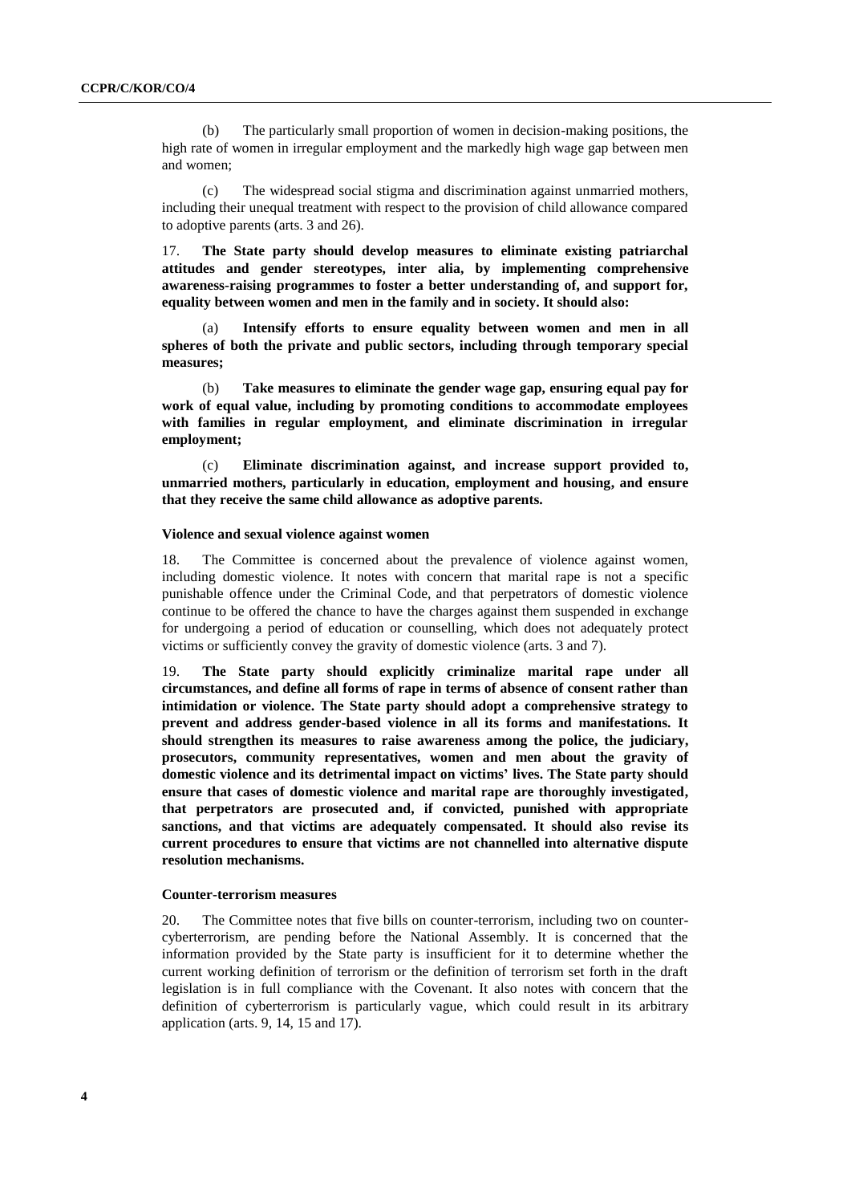(b) The particularly small proportion of women in decision-making positions, the high rate of women in irregular employment and the markedly high wage gap between men and women;

(c) The widespread social stigma and discrimination against unmarried mothers, including their unequal treatment with respect to the provision of child allowance compared to adoptive parents (arts. 3 and 26).

17. **The State party should develop measures to eliminate existing patriarchal attitudes and gender stereotypes, inter alia, by implementing comprehensive awareness-raising programmes to foster a better understanding of, and support for, equality between women and men in the family and in society. It should also:**

**(a) Intensify efforts to ensure equality between women and men in all spheres of both the private and public sectors, including through temporary special measures;**

**(b) Take measures to eliminate the gender wage gap, ensuring equal pay for work of equal value, including by promoting conditions to accommodate employees with families in regular employment, and eliminate discrimination in irregular employment;**

**(c) Eliminate discrimination against, and increase support provided to, unmarried mothers, particularly in education, employment and housing, and ensure that they receive the same child allowance as adoptive parents.**

### Violence and sexual violence against women

18. The Committee is concerned about the prevalence of violence against women, including domestic violence. It notes with concern that marital rape is not a specific punishable offence under the Criminal Code, and that perpetrators of domestic violence continue to be offered the chance to have the charges against them suspended in exchange for undergoing a period of education or counselling, which does not adequately protect victims or sufficiently convey the gravity of domestic violence (arts. 3 and 7).

19. **The State party should explicitly criminalize marital rape under all circumstances, and define all forms of rape in terms of absence of consent rather than intimidation or violence. The State party should adopt a comprehensive strategy to prevent and address gender-based violence in all its forms and manifestations. It should strengthen its measures to raise awareness among the police, the judiciary, prosecutors, community representatives, women and men about the gravity of domestic violence and its detrimental impact on victims' lives. The State party should ensure that cases of domestic violence and marital rape are thoroughly investigated, that perpetrators are prosecuted and, if convicted, punished with appropriate sanctions, and that victims are adequately compensated. It should also revise its current procedures to ensure that victims are not channelled into alternative dispute resolution mechanisms.**

### Counter-terrorism measures

20. The Committee notes that five bills on counter-terrorism, including two on counter-cyberterrorism, are pending before the National Assembly. It is concerned that the information provided by the State party is insufficient for it to determine whether the current working definition of terrorism or the definition of terrorism set forth in the draft legislation is in full compliance with the Covenant. It also notes with concern that the definition of cyberterrorism is particularly vague, which could result in its arbitrary application (arts. 9, 14, 15 and 17).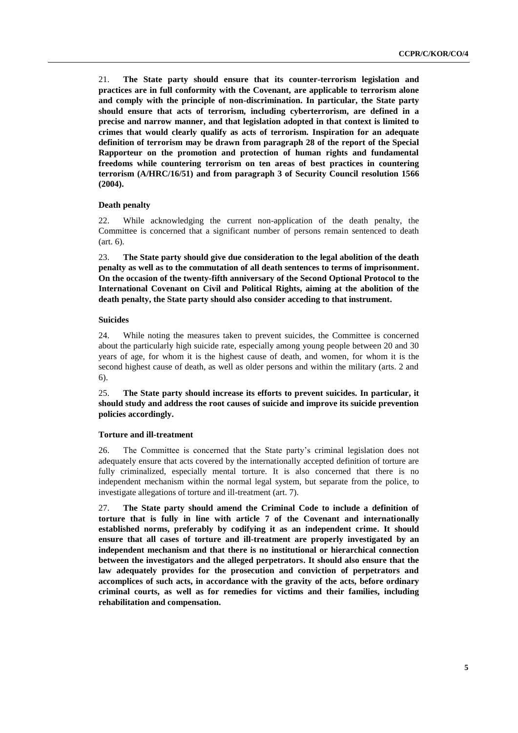21. **The State party should ensure that its counter-terrorism legislation and practices are in full conformity with the Covenant, are applicable to terrorism alone and comply with the principle of non-discrimination. In particular, the State party should ensure that acts of terrorism, including cyberterrorism, are defined in a precise and narrow manner, and that legislation adopted in that context is limited to crimes that would clearly qualify as acts of terrorism. Inspiration for an adequate definition of terrorism may be drawn from paragraph 28 of the report of the Special Rapporteur on the promotion and protection of human rights and fundamental freedoms while countering terrorism on ten areas of best practices in countering terrorism (A/HRC/16/51) and from paragraph 3 of Security Council resolution 1566 (2004).**

#### Death penalty

22. While acknowledging the current non-application of the death penalty, the Committee is concerned that a significant number of persons remain sentenced to death (art. 6).

23. **The State party should give due consideration to the legal abolition of the death penalty as well as to the commutation of all death sentences to terms of imprisonment. On the occasion of the twenty-fifth anniversary of the Second Optional Protocol to the International Covenant on Civil and Political Rights, aiming at the abolition of the death penalty, the State party should also consider acceding to that instrument.**

#### Suicides

24. While noting the measures taken to prevent suicides, the Committee is concerned about the particularly high suicide rate, especially among young people between 20 and 30 years of age, for whom it is the highest cause of death, and women, for whom it is the second highest cause of death, as well as older persons and within the military (arts. 2 and 6).

25. **The State party should increase its efforts to prevent suicides. In particular, it should study and address the root causes of suicide and improve its suicide prevention policies accordingly.**

#### Torture and ill-treatment

26. The Committee is concerned that the State party's criminal legislation does not adequately ensure that acts covered by the internationally accepted definition of torture are fully criminalized, especially mental torture. It is also concerned that there is no independent mechanism within the normal legal system, but separate from the police, to investigate allegations of torture and ill-treatment (art. 7).

27. **The State party should amend the Criminal Code to include a definition of torture that is fully in line with article 7 of the Covenant and internationally established norms, preferably by codifying it as an independent crime. It should ensure that all cases of torture and ill-treatment are properly investigated by an independent mechanism and that there is no institutional or hierarchical connection between the investigators and the alleged perpetrators. It should also ensure that the law adequately provides for the prosecution and conviction of perpetrators and accomplices of such acts, in accordance with the gravity of the acts, before ordinary criminal courts, as well as for remedies for victims and their families, including rehabilitation and compensation.**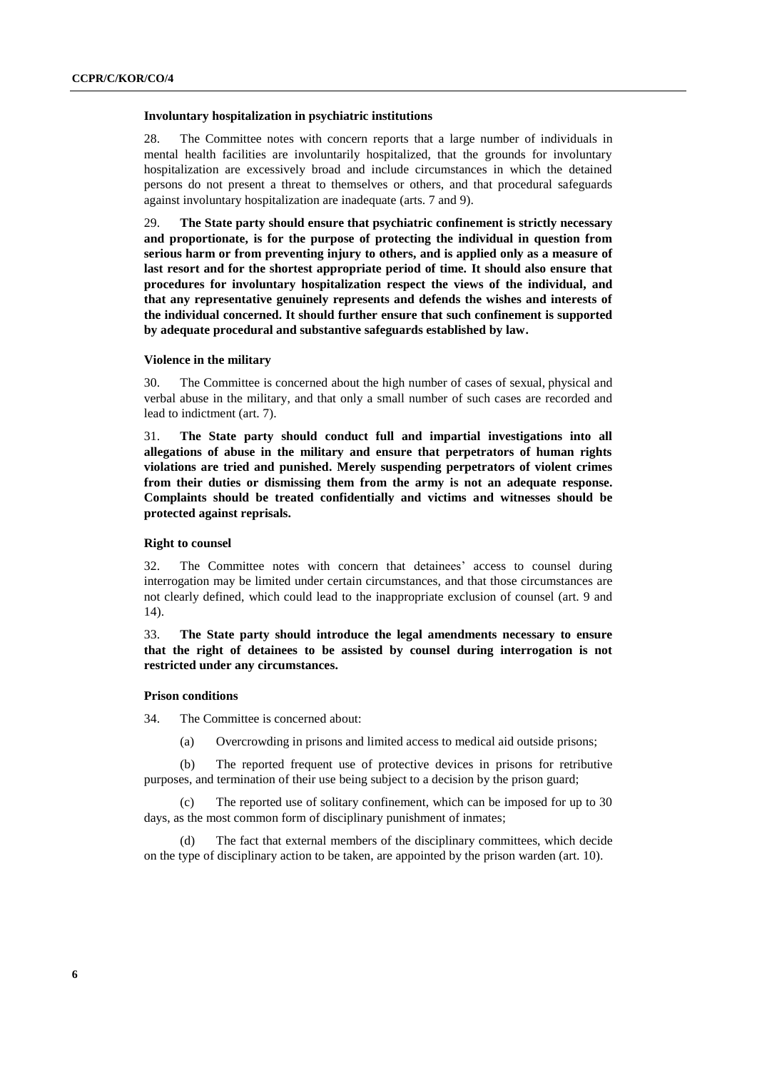### Involuntary hospitalization in psychiatric institutions

28. The Committee notes with concern reports that a large number of individuals in mental health facilities are involuntarily hospitalized, that the grounds for involuntary hospitalization are excessively broad and include circumstances in which the detained persons do not present a threat to themselves or others, and that procedural safeguards against involuntary hospitalization are inadequate (arts. 7 and 9).

29. **The State party should ensure that psychiatric confinement is strictly necessary and proportionate, is for the purpose of protecting the individual in question from serious harm or from preventing injury to others, and is applied only as a measure of last resort and for the shortest appropriate period of time. It should also ensure that procedures for involuntary hospitalization respect the views of the individual, and that any representative genuinely represents and defends the wishes and interests of the individual concerned. It should further ensure that such confinement is supported by adequate procedural and substantive safeguards established by law.**

### Violence in the military

30. The Committee is concerned about the high number of cases of sexual, physical and verbal abuse in the military, and that only a small number of such cases are recorded and lead to indictment (art. 7).

31. **The State party should conduct full and impartial investigations into all allegations of abuse in the military and ensure that perpetrators of human rights violations are tried and punished. Merely suspending perpetrators of violent crimes from their duties or dismissing them from the army is not an adequate response. Complaints should be treated confidentially and victims and witnesses should be protected against reprisals.**

### Right to counsel

32. The Committee notes with concern that detainees' access to counsel during interrogation may be limited under certain circumstances, and that those circumstances are not clearly defined, which could lead to the inappropriate exclusion of counsel (art. 9 and 14).

33. **The State party should introduce the legal amendments necessary to ensure that the right of detainees to be assisted by counsel during interrogation is not restricted under any circumstances.**

### Prison conditions

34. The Committee is concerned about:

(a) Overcrowding in prisons and limited access to medical aid outside prisons;

(b) The reported frequent use of protective devices in prisons for retributive purposes, and termination of their use being subject to a decision by the prison guard;

(c) The reported use of solitary confinement, which can be imposed for up to 30 days, as the most common form of disciplinary punishment of inmates;

(d) The fact that external members of the disciplinary committees, which decide on the type of disciplinary action to be taken, are appointed by the prison warden (art. 10).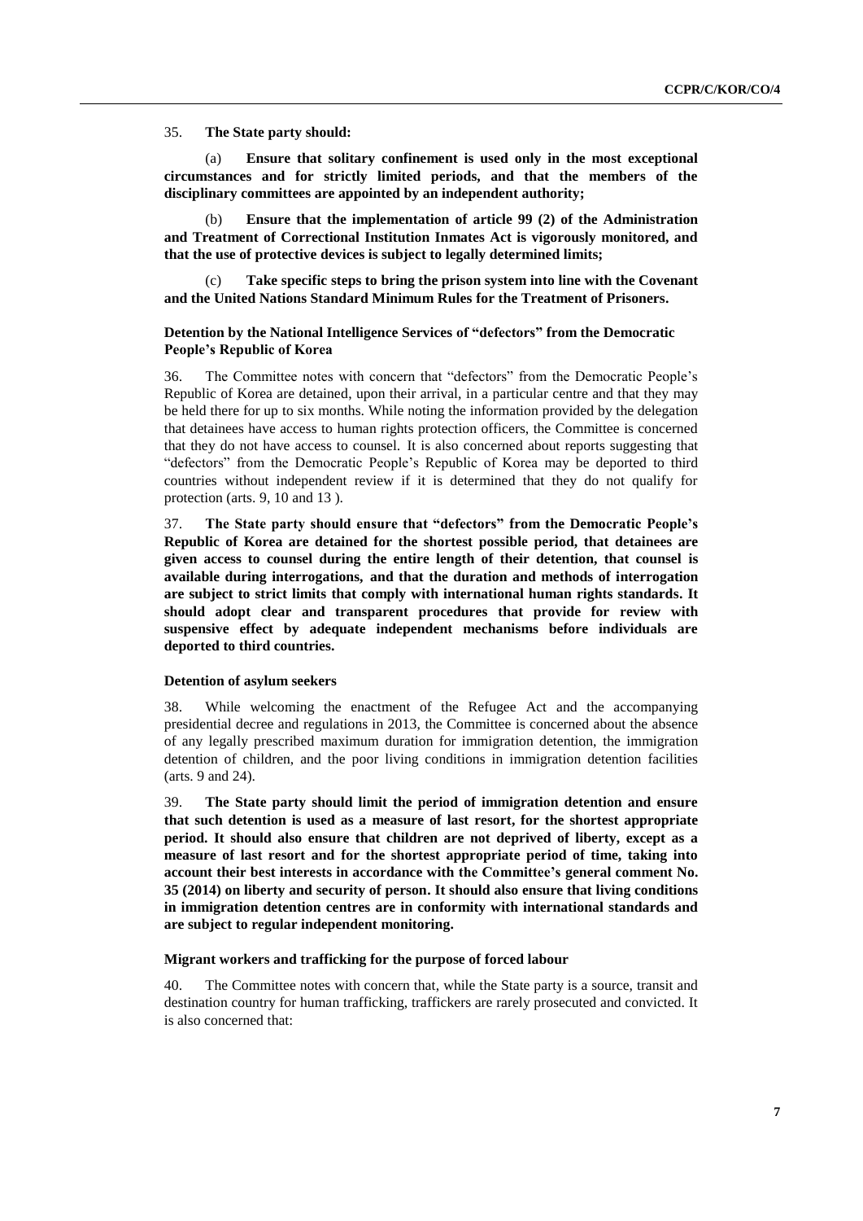35. **The State party should:**

(a) **Ensure that solitary confinement is used only in the most exceptional circumstances and for strictly limited periods, and that the members of the disciplinary committees are appointed by an independent authority;**

(b) **Ensure that the implementation of article 99 (2) of the Administration and Treatment of Correctional Institution Inmates Act is vigorously monitored, and that the use of protective devices is subject to legally determined limits;**

(c) **Take specific steps to bring the prison system into line with the Covenant and the United Nations Standard Minimum Rules for the Treatment of Prisoners.**

### Detention by the National Intelligence Services of "defectors" from the Democratic People's Republic of Korea

36. The Committee notes with concern that "defectors" from the Democratic People's Republic of Korea are detained, upon their arrival, in a particular centre and that they may be held there for up to six months. While noting the information provided by the delegation that detainees have access to human rights protection officers, the Committee is concerned that they do not have access to counsel. It is also concerned about reports suggesting that "defectors" from the Democratic People's Republic of Korea may be deported to third countries without independent review if it is determined that they do not qualify for protection (arts. 9, 10 and 13 ).

37. **The State party should ensure that "defectors" from the Democratic People's Republic of Korea are detained for the shortest possible period, that detainees are given access to counsel during the entire length of their detention, that counsel is available during interrogations, and that the duration and methods of interrogation are subject to strict limits that comply with international human rights standards. It should adopt clear and transparent procedures that provide for review with suspensive effect by adequate independent mechanisms before individuals are deported to third countries.**

### Detention of asylum seekers

38. While welcoming the enactment of the Refugee Act and the accompanying presidential decree and regulations in 2013, the Committee is concerned about the absence of any legally prescribed maximum duration for immigration detention, the immigration detention of children, and the poor living conditions in immigration detention facilities (arts. 9 and 24).

39. **The State party should limit the period of immigration detention and ensure that such detention is used as a measure of last resort, for the shortest appropriate period. It should also ensure that children are not deprived of liberty, except as a measure of last resort and for the shortest appropriate period of time, taking into account their best interests in accordance with the Committee's general comment No. 35 (2014) on liberty and security of person. It should also ensure that living conditions in immigration detention centres are in conformity with international standards and are subject to regular independent monitoring.**

### Migrant workers and trafficking for the purpose of forced labour

40. The Committee notes with concern that, while the State party is a source, transit and destination country for human trafficking, traffickers are rarely prosecuted and convicted. It is also concerned that: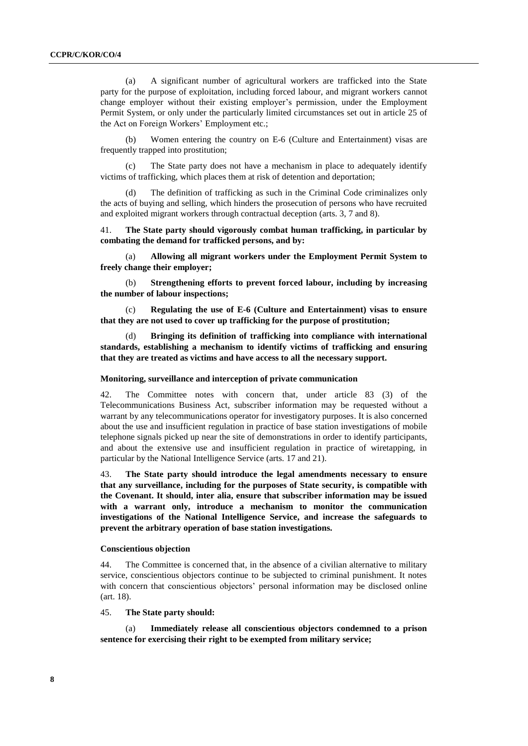(a) A significant number of agricultural workers are trafficked into the State party for the purpose of exploitation, including forced labour, and migrant workers cannot change employer without their existing employer's permission, under the Employment Permit System, or only under the particularly limited circumstances set out in article 25 of the Act on Foreign Workers' Employment etc.;

(b) Women entering the country on E-6 (Culture and Entertainment) visas are frequently trapped into prostitution;

(c) The State party does not have a mechanism in place to adequately identify victims of trafficking, which places them at risk of detention and deportation;

(d) The definition of trafficking as such in the Criminal Code criminalizes only the acts of buying and selling, which hinders the prosecution of persons who have recruited and exploited migrant workers through contractual deception (arts. 3, 7 and 8).

41. **The State party should vigorously combat human trafficking, in particular by combating the demand for trafficked persons, and by:**

(a) **Allowing all migrant workers under the Employment Permit System to freely change their employer;**

(b) **Strengthening efforts to prevent forced labour, including by increasing the number of labour inspections;**

(c) **Regulating the use of E-6 (Culture and Entertainment) visas to ensure that they are not used to cover up trafficking for the purpose of prostitution;**

(d) **Bringing its definition of trafficking into compliance with international standards, establishing a mechanism to identify victims of trafficking and ensuring that they are treated as victims and have access to all the necessary support.**

### Monitoring, surveillance and interception of private communication

42. The Committee notes with concern that, under article 83 (3) of the Telecommunications Business Act, subscriber information may be requested without a warrant by any telecommunications operator for investigatory purposes. It is also concerned about the use and insufficient regulation in practice of base station investigations of mobile telephone signals picked up near the site of demonstrations in order to identify participants, and about the extensive use and insufficient regulation in practice of wiretapping, in particular by the National Intelligence Service (arts. 17 and 21).

43. **The State party should introduce the legal amendments necessary to ensure that any surveillance, including for the purposes of State security, is compatible with the Covenant. It should, inter alia, ensure that subscriber information may be issued with a warrant only, introduce a mechanism to monitor the communication investigations of the National Intelligence Service, and increase the safeguards to prevent the arbitrary operation of base station investigations.**

### Conscientious objection

44. The Committee is concerned that, in the absence of a civilian alternative to military service, conscientious objectors continue to be subjected to criminal punishment. It notes with concern that conscientious objectors' personal information may be disclosed online (art. 18).

45. **The State party should:**

(a) **Immediately release all conscientious objectors condemned to a prison sentence for exercising their right to be exempted from military service;**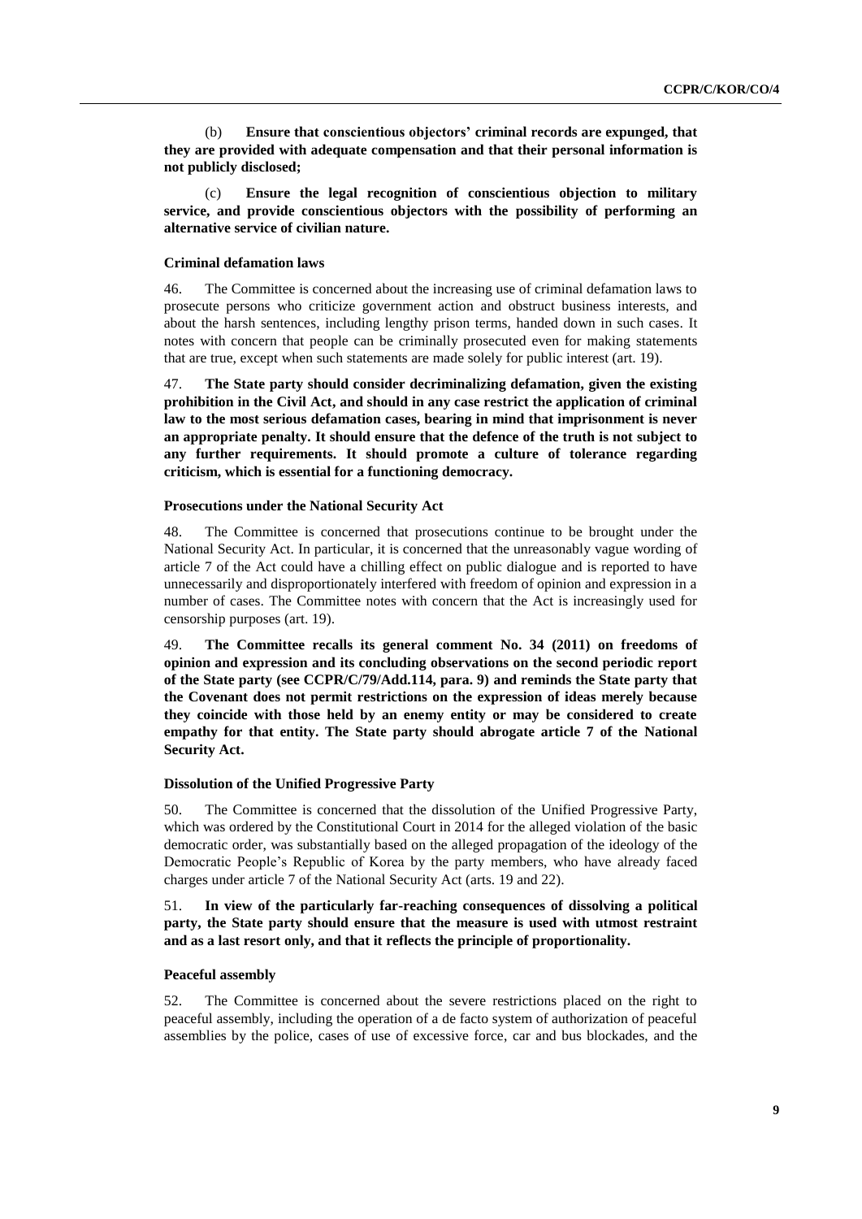(b) **Ensure that conscientious objectors' criminal records are expunged, that they are provided with adequate compensation and that their personal information is not publicly disclosed;**

(c) **Ensure the legal recognition of conscientious objection to military service, and provide conscientious objectors with the possibility of performing an alternative service of civilian nature.**

#### Criminal defamation laws

46. The Committee is concerned about the increasing use of criminal defamation laws to prosecute persons who criticize government action and obstruct business interests, and about the harsh sentences, including lengthy prison terms, handed down in such cases. It notes with concern that people can be criminally prosecuted even for making statements that are true, except when such statements are made solely for public interest (art. 19).

47. **The State party should consider decriminalizing defamation, given the existing prohibition in the Civil Act, and should in any case restrict the application of criminal law to the most serious defamation cases, bearing in mind that imprisonment is never an appropriate penalty. It should ensure that the defence of the truth is not subject to any further requirements. It should promote a culture of tolerance regarding criticism, which is essential for a functioning democracy.**

#### Prosecutions under the National Security Act

48. The Committee is concerned that prosecutions continue to be brought under the National Security Act. In particular, it is concerned that the unreasonably vague wording of article 7 of the Act could have a chilling effect on public dialogue and is reported to have unnecessarily and disproportionately interfered with freedom of opinion and expression in a number of cases. The Committee notes with concern that the Act is increasingly used for censorship purposes (art. 19).

49. **The Committee recalls its general comment No. 34 (2011) on freedoms of opinion and expression and its concluding observations on the second periodic report of the State party (see CCPR/C/79/Add.114, para. 9) and reminds the State party that the Covenant does not permit restrictions on the expression of ideas merely because they coincide with those held by an enemy entity or may be considered to create empathy for that entity. The State party should abrogate article 7 of the National Security Act.**

#### Dissolution of the Unified Progressive Party

50. The Committee is concerned that the dissolution of the Unified Progressive Party, which was ordered by the Constitutional Court in 2014 for the alleged violation of the basic democratic order, was substantially based on the alleged propagation of the ideology of the Democratic People's Republic of Korea by the party members, who have already faced charges under article 7 of the National Security Act (arts. 19 and 22).

51. **In view of the particularly far-reaching consequences of dissolving a political party, the State party should ensure that the measure is used with utmost restraint and as a last resort only, and that it reflects the principle of proportionality.**

#### Peaceful assembly

52. The Committee is concerned about the severe restrictions placed on the right to peaceful assembly, including the operation of a de facto system of authorization of peaceful assemblies by the police, cases of use of excessive force, car and bus blockades, and the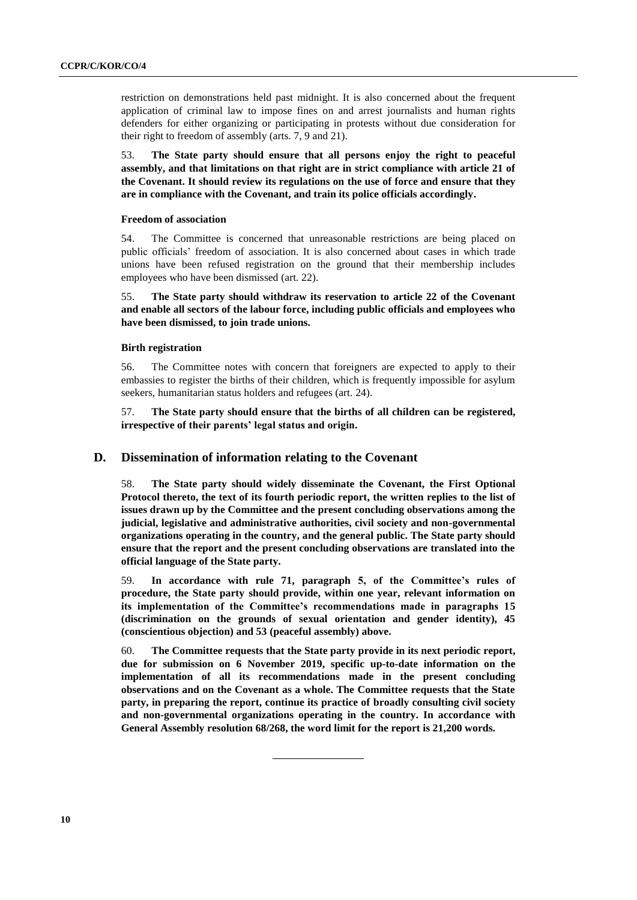restriction on demonstrations held past midnight. It is also concerned about the frequent application of criminal law to impose fines on and arrest journalists and human rights defenders for either organizing or participating in protests without due consideration for their right to freedom of assembly (arts. 7, 9 and 21).

53. **The State party should ensure that all persons enjoy the right to peaceful assembly, and that limitations on that right are in strict compliance with article 21 of the Covenant. It should review its regulations on the use of force and ensure that they are in compliance with the Covenant, and train its police officials accordingly.**

#### Freedom of association

54. The Committee is concerned that unreasonable restrictions are being placed on public officials' freedom of association. It is also concerned about cases in which trade unions have been refused registration on the ground that their membership includes employees who have been dismissed (art. 22).

55. **The State party should withdraw its reservation to article 22 of the Covenant and enable all sectors of the labour force, including public officials and employees who have been dismissed, to join trade unions.**

#### Birth registration

56. The Committee notes with concern that foreigners are expected to apply to their embassies to register the births of their children, which is frequently impossible for asylum seekers, humanitarian status holders and refugees (art. 24).

57. **The State party should ensure that the births of all children can be registered, irrespective of their parents' legal status and origin.**

## D. Dissemination of information relating to the Covenant

58. **The State party should widely disseminate the Covenant, the First Optional Protocol thereto, the text of its fourth periodic report, the written replies to the list of issues drawn up by the Committee and the present concluding observations among the judicial, legislative and administrative authorities, civil society and non-governmental organizations operating in the country, and the general public. The State party should ensure that the report and the present concluding observations are translated into the official language of the State party.**

59. **In accordance with rule 71, paragraph 5, of the Committee's rules of procedure, the State party should provide, within one year, relevant information on its implementation of the Committee's recommendations made in paragraphs 15 (discrimination on the grounds of sexual orientation and gender identity), 45 (conscientious objection) and 53 (peaceful assembly) above.**

60. **The Committee requests that the State party provide in its next periodic report, due for submission on 6 November 2019, specific up-to-date information on the implementation of all its recommendations made in the present concluding observations and on the Covenant as a whole. The Committee requests that the State party, in preparing the report, continue its practice of broadly consulting civil society and non-governmental organizations operating in the country. In accordance with General Assembly resolution 68/268, the word limit for the report is 21,200 words.**